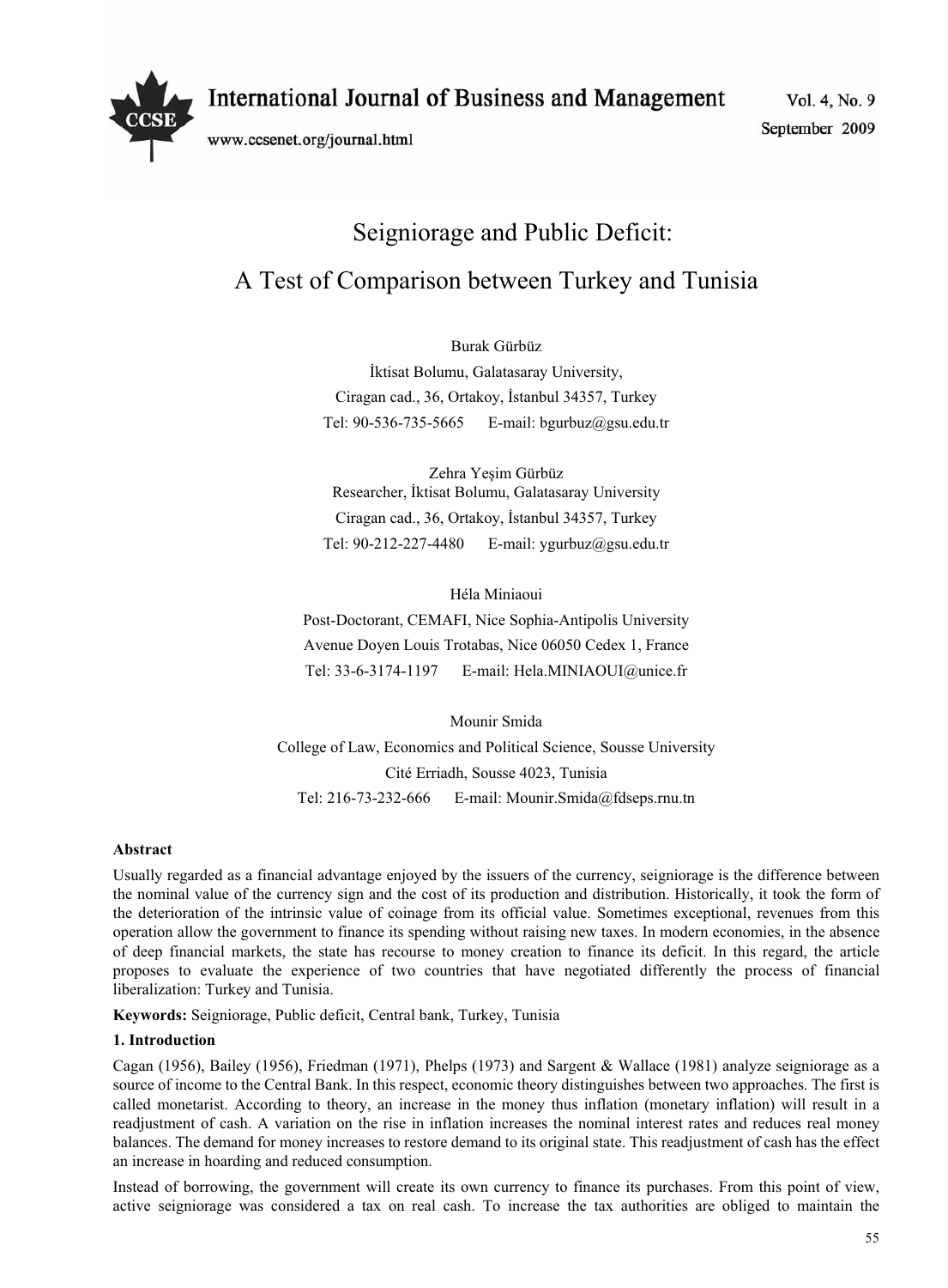# Seigniorage and Public Deficit:

# A Test of Comparison between Turkey and Tunisia

Burak Gürbüz

İktisat Bolumu, Galatasaray University,

Ciragan cad., 36, Ortakoy, İstanbul 34357, Turkey

Tel: 90-536-735-5665 E-mail: bgurbuz@gsu.edu.tr

Zehra Yeşim Gürbüz

Researcher, İktisat Bolumu, Galatasaray University

Ciragan cad., 36, Ortakoy, İstanbul 34357, Turkey

Tel: 90-212-227-4480 E-mail: ygurbuz@gsu.edu.tr

Héla Miniaoui

Post-Doctorant, CEMAFI, Nice Sophia-Antipolis University

Avenue Doyen Louis Trotabas, Nice 06050 Cedex 1, France

Tel: 33-6-3174-1197 E-mail: Hela.MINIAOUI@unice.fr

Mounir Smida

College of Law, Economics and Political Science, Sousse University

Cité Erriadh, Sousse 4023, Tunisia

Tel: 216-73-232-666 E-mail: Mounir.Smida@fdseps.rnu.tn

**Abstract**

Usually regarded as a financial advantage enjoyed by the issuers of the currency, seigniorage is the difference between the nominal value of the currency sign and the cost of its production and distribution. Historically, it took the form of the deterioration of the intrinsic value of coinage from its official value. Sometimes exceptional, revenues from this operation allow the government to finance its spending without raising new taxes. In modern economies, in the absence of deep financial markets, the state has recourse to money creation to finance its deficit. In this regard, the article proposes to evaluate the experience of two countries that have negotiated differently the process of financial liberalization: Turkey and Tunisia.

**Keywords:** Seigniorage, Public deficit, Central bank, Turkey, Tunisia

## 1. Introduction

Cagan (1956), Bailey (1956), Friedman (1971), Phelps (1973) and Sargent & Wallace (1981) analyze seigniorage as a source of income to the Central Bank. In this respect, economic theory distinguishes between two approaches. The first is called monetarist. According to theory, an increase in the money thus inflation (monetary inflation) will result in a readjustment of cash. A variation on the rise in inflation increases the nominal interest rates and reduces real money balances. The demand for money increases to restore demand to its original state. This readjustment of cash has the effect an increase in hoarding and reduced consumption.

Instead of borrowing, the government will create its own currency to finance its purchases. From this point of view, active seigniorage was considered a tax on real cash. To increase the tax authorities are obliged to maintain the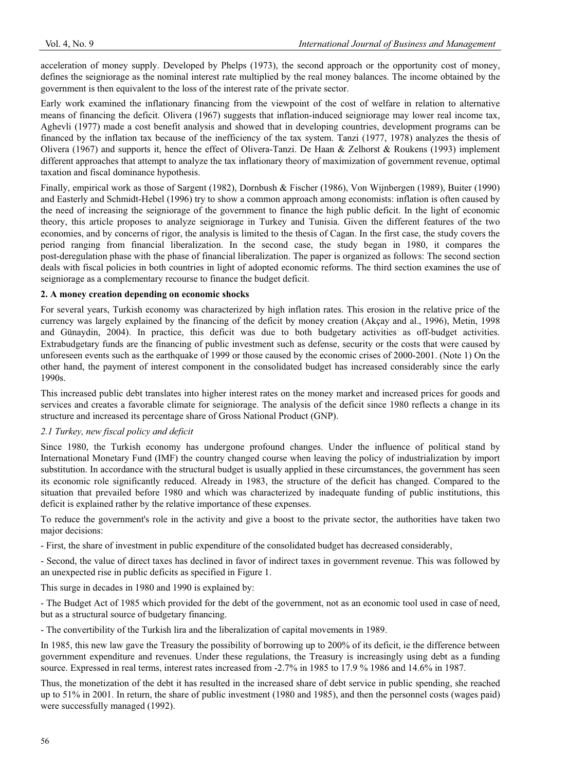acceleration of money supply. Developed by Phelps (1973), the second approach or the opportunity cost of money, defines the seigniorage as the nominal interest rate multiplied by the real money balances. The income obtained by the government is then equivalent to the loss of the interest rate of the private sector.

Early work examined the inflationary financing from the viewpoint of the cost of welfare in relation to alternative means of financing the deficit. Olivera (1967) suggests that inflation-induced seigniorage may lower real income tax, Aghevli (1977) made a cost benefit analysis and showed that in developing countries, development programs can be financed by the inflation tax because of the inefficiency of the tax system. Tanzi (1977, 1978) analyzes the thesis of Olivera (1967) and supports it, hence the effect of Olivera-Tanzi. De Haan & Zelhorst & Roukens (1993) implement different approaches that attempt to analyze the tax inflationary theory of maximization of government revenue, optimal taxation and fiscal dominance hypothesis.

Finally, empirical work as those of Sargent (1982), Dornbush & Fischer (1986), Von Wijnbergen (1989), Buiter (1990) and Easterly and Schmidt-Hebel (1996) try to show a common approach among economists: inflation is often caused by the need of increasing the seigniorage of the government to finance the high public deficit. In the light of economic theory, this article proposes to analyze seigniorage in Turkey and Tunisia. Given the different features of the two economies, and by concerns of rigor, the analysis is limited to the thesis of Cagan. In the first case, the study covers the period ranging from financial liberalization. In the second case, the study began in 1980, it compares the post-deregulation phase with the phase of financial liberalization. The paper is organized as follows: The second section deals with fiscal policies in both countries in light of adopted economic reforms. The third section examines the use of seigniorage as a complementary recourse to finance the budget deficit.

## 2. A money creation depending on economic shocks

For several years, Turkish economy was characterized by high inflation rates. This erosion in the relative price of the currency was largely explained by the financing of the deficit by money creation (Akçay and al., 1996), Metin, 1998 and Günaydin, 2004). In practice, this deficit was due to both budgetary activities as off-budget activities. Extrabudgetary funds are the financing of public investment such as defense, security or the costs that were caused by unforeseen events such as the earthquake of 1999 or those caused by the economic crises of 2000-2001. (Note 1) On the other hand, the payment of interest component in the consolidated budget has increased considerably since the early 1990s.

This increased public debt translates into higher interest rates on the money market and increased prices for goods and services and creates a favorable climate for seigniorage. The analysis of the deficit since 1980 reflects a change in its structure and increased its percentage share of Gross National Product (GNP).

### *2.1 Turkey, new fiscal policy and deficit*

Since 1980, the Turkish economy has undergone profound changes. Under the influence of political stand by International Monetary Fund (IMF) the country changed course when leaving the policy of industrialization by import substitution. In accordance with the structural budget is usually applied in these circumstances, the government has seen its economic role significantly reduced. Already in 1983, the structure of the deficit has changed. Compared to the situation that prevailed before 1980 and which was characterized by inadequate funding of public institutions, this deficit is explained rather by the relative importance of these expenses.

To reduce the government's role in the activity and give a boost to the private sector, the authorities have taken two major decisions:

- First, the share of investment in public expenditure of the consolidated budget has decreased considerably,

- Second, the value of direct taxes has declined in favor of indirect taxes in government revenue. This was followed by an unexpected rise in public deficits as specified in Figure 1.

This surge in decades in 1980 and 1990 is explained by:

- The Budget Act of 1985 which provided for the debt of the government, not as an economic tool used in case of need, but as a structural source of budgetary financing.

- The convertibility of the Turkish lira and the liberalization of capital movements in 1989.

In 1985, this new law gave the Treasury the possibility of borrowing up to 200% of its deficit, ie the difference between government expenditure and revenues. Under these regulations, the Treasury is increasingly using debt as a funding source. Expressed in real terms, interest rates increased from -2.7% in 1985 to 17.9 % 1986 and 14.6% in 1987.

Thus, the monetization of the debt it has resulted in the increased share of debt service in public spending, she reached up to 51% in 2001. In return, the share of public investment (1980 and 1985), and then the personnel costs (wages paid) were successfully managed (1992).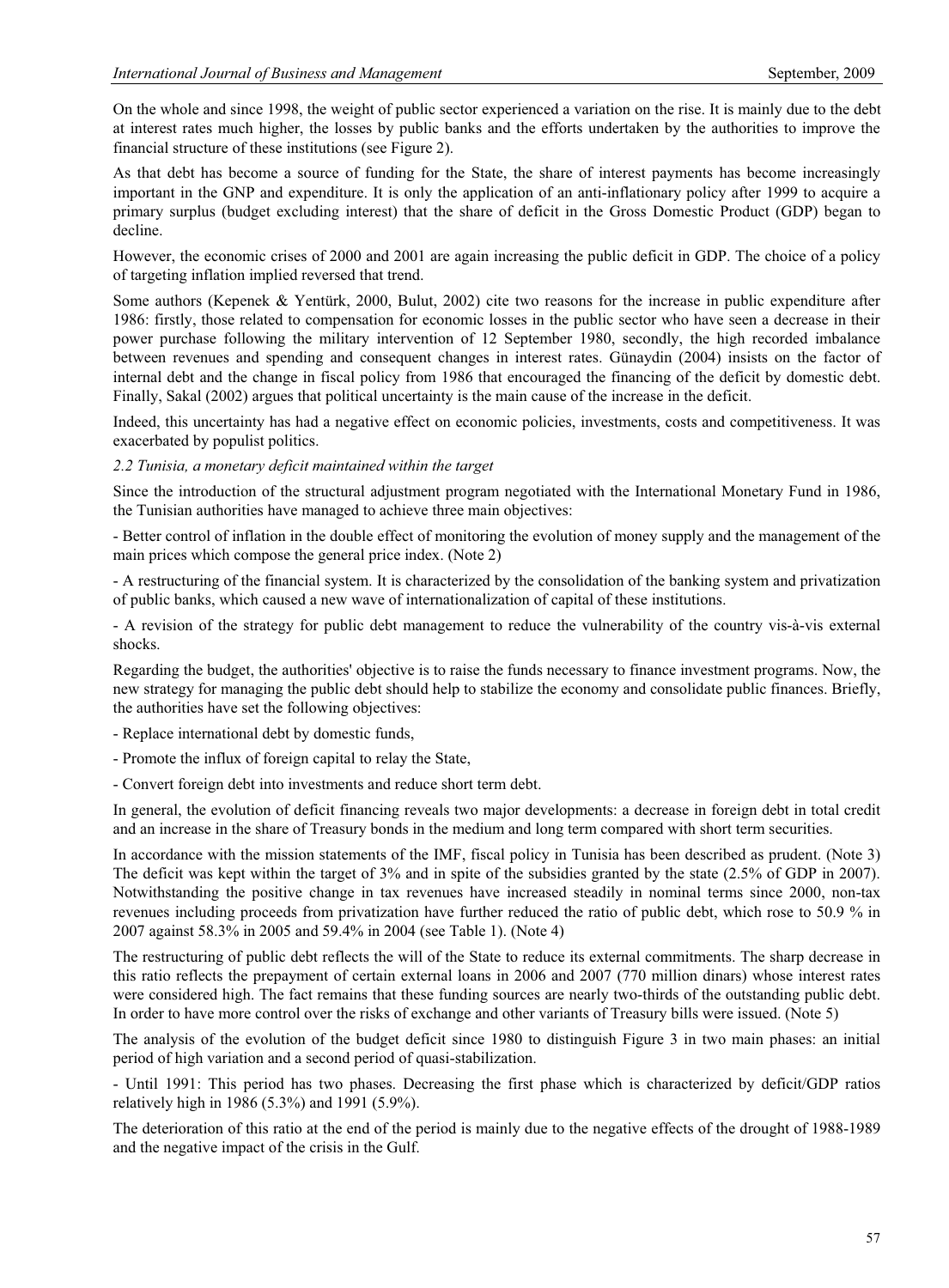On the whole and since 1998, the weight of public sector experienced a variation on the rise. It is mainly due to the debt at interest rates much higher, the losses by public banks and the efforts undertaken by the authorities to improve the financial structure of these institutions (see Figure 2).

As that debt has become a source of funding for the State, the share of interest payments has become increasingly important in the GNP and expenditure. It is only the application of an anti-inflationary policy after 1999 to acquire a primary surplus (budget excluding interest) that the share of deficit in the Gross Domestic Product (GDP) began to decline.

However, the economic crises of 2000 and 2001 are again increasing the public deficit in GDP. The choice of a policy of targeting inflation implied reversed that trend.

Some authors (Kepenek & Yentürk, 2000, Bulut, 2002) cite two reasons for the increase in public expenditure after 1986: firstly, those related to compensation for economic losses in the public sector who have seen a decrease in their power purchase following the military intervention of 12 September 1980, secondly, the high recorded imbalance between revenues and spending and consequent changes in interest rates. Günaydin (2004) insists on the factor of internal debt and the change in fiscal policy from 1986 that encouraged the financing of the deficit by domestic debt. Finally, Sakal (2002) argues that political uncertainty is the main cause of the increase in the deficit.

Indeed, this uncertainty has had a negative effect on economic policies, investments, costs and competitiveness. It was exacerbated by populist politics.

### *2.2 Tunisia, a monetary deficit maintained within the target*

Since the introduction of the structural adjustment program negotiated with the International Monetary Fund in 1986, the Tunisian authorities have managed to achieve three main objectives:

- Better control of inflation in the double effect of monitoring the evolution of money supply and the management of the main prices which compose the general price index. (Note 2)

- A restructuring of the financial system. It is characterized by the consolidation of the banking system and privatization of public banks, which caused a new wave of internationalization of capital of these institutions.

- A revision of the strategy for public debt management to reduce the vulnerability of the country vis-à-vis external shocks.

Regarding the budget, the authorities' objective is to raise the funds necessary to finance investment programs. Now, the new strategy for managing the public debt should help to stabilize the economy and consolidate public finances. Briefly, the authorities have set the following objectives:

- Replace international debt by domestic funds,

- Promote the influx of foreign capital to relay the State,

- Convert foreign debt into investments and reduce short term debt.

In general, the evolution of deficit financing reveals two major developments: a decrease in foreign debt in total credit and an increase in the share of Treasury bonds in the medium and long term compared with short term securities.

In accordance with the mission statements of the IMF, fiscal policy in Tunisia has been described as prudent. (Note 3) The deficit was kept within the target of 3% and in spite of the subsidies granted by the state (2.5% of GDP in 2007). Notwithstanding the positive change in tax revenues have increased steadily in nominal terms since 2000, non-tax revenues including proceeds from privatization have further reduced the ratio of public debt, which rose to 50.9 % in 2007 against 58.3% in 2005 and 59.4% in 2004 (see Table 1). (Note 4)

The restructuring of public debt reflects the will of the State to reduce its external commitments. The sharp decrease in this ratio reflects the prepayment of certain external loans in 2006 and 2007 (770 million dinars) whose interest rates were considered high. The fact remains that these funding sources are nearly two-thirds of the outstanding public debt. In order to have more control over the risks of exchange and other variants of Treasury bills were issued. (Note 5)

The analysis of the evolution of the budget deficit since 1980 to distinguish Figure 3 in two main phases: an initial period of high variation and a second period of quasi-stabilization.

- Until 1991: This period has two phases. Decreasing the first phase which is characterized by deficit/GDP ratios relatively high in 1986 (5.3%) and 1991 (5.9%).

The deterioration of this ratio at the end of the period is mainly due to the negative effects of the drought of 1988-1989 and the negative impact of the crisis in the Gulf.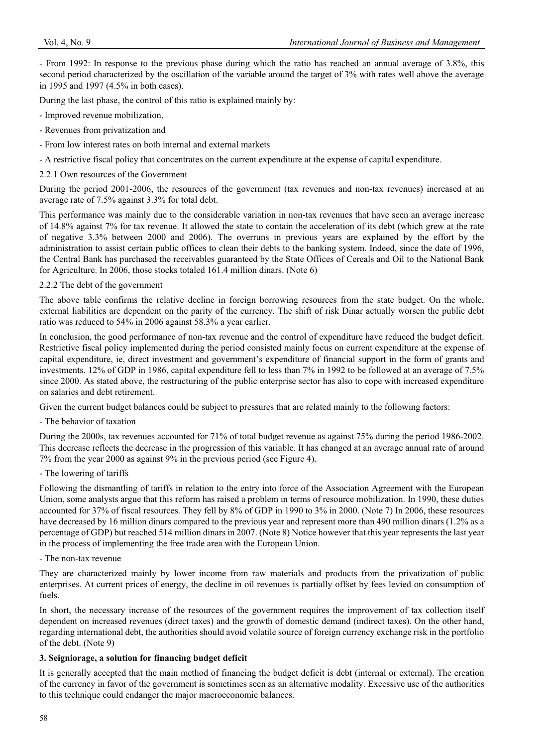- From 1992: In response to the previous phase during which the ratio has reached an annual average of 3.8%, this second period characterized by the oscillation of the variable around the target of 3% with rates well above the average in 1995 and 1997 (4.5% in both cases).

During the last phase, the control of this ratio is explained mainly by:

- Improved revenue mobilization,
- Revenues from privatization and
- From low interest rates on both internal and external markets
- A restrictive fiscal policy that concentrates on the current expenditure at the expense of capital expenditure.

2.2.1 Own resources of the Government

During the period 2001-2006, the resources of the government (tax revenues and non-tax revenues) increased at an average rate of 7.5% against 3.3% for total debt.

This performance was mainly due to the considerable variation in non-tax revenues that have seen an average increase of 14.8% against 7% for tax revenue. It allowed the state to contain the acceleration of its debt (which grew at the rate of negative 3.3% between 2000 and 2006). The overruns in previous years are explained by the effort by the administration to assist certain public offices to clean their debts to the banking system. Indeed, since the date of 1996, the Central Bank has purchased the receivables guaranteed by the State Offices of Cereals and Oil to the National Bank for Agriculture. In 2006, those stocks totaled 161.4 million dinars. (Note 6)

2.2.2 The debt of the government

The above table confirms the relative decline in foreign borrowing resources from the state budget. On the whole, external liabilities are dependent on the parity of the currency. The shift of risk Dinar actually worsen the public debt ratio was reduced to 54% in 2006 against 58.3% a year earlier.

In conclusion, the good performance of non-tax revenue and the control of expenditure have reduced the budget deficit. Restrictive fiscal policy implemented during the period consisted mainly focus on current expenditure at the expense of capital expenditure, ie, direct investment and government's expenditure of financial support in the form of grants and investments. 12% of GDP in 1986, capital expenditure fell to less than 7% in 1992 to be followed at an average of 7.5% since 2000. As stated above, the restructuring of the public enterprise sector has also to cope with increased expenditure on salaries and debt retirement.

Given the current budget balances could be subject to pressures that are related mainly to the following factors:

- The behavior of taxation

During the 2000s, tax revenues accounted for 71% of total budget revenue as against 75% during the period 1986-2002. This decrease reflects the decrease in the progression of this variable. It has changed at an average annual rate of around 7% from the year 2000 as against 9% in the previous period (see Figure 4).

- The lowering of tariffs

Following the dismantling of tariffs in relation to the entry into force of the Association Agreement with the European Union, some analysts argue that this reform has raised a problem in terms of resource mobilization. In 1990, these duties accounted for 37% of fiscal resources. They fell by 8% of GDP in 1990 to 3% in 2000. (Note 7) In 2006, these resources have decreased by 16 million dinars compared to the previous year and represent more than 490 million dinars (1.2% as a percentage of GDP) but reached 514 million dinars in 2007. (Note 8) Notice however that this year represents the last year in the process of implementing the free trade area with the European Union.

- The non-tax revenue

They are characterized mainly by lower income from raw materials and products from the privatization of public enterprises. At current prices of energy, the decline in oil revenues is partially offset by fees levied on consumption of fuels.

In short, the necessary increase of the resources of the government requires the improvement of tax collection itself dependent on increased revenues (direct taxes) and the growth of domestic demand (indirect taxes). On the other hand, regarding international debt, the authorities should avoid volatile source of foreign currency exchange risk in the portfolio of the debt. (Note 9)

## 3. Seigniorage, a solution for financing budget deficit

It is generally accepted that the main method of financing the budget deficit is debt (internal or external). The creation of the currency in favor of the government is sometimes seen as an alternative modality. Excessive use of the authorities to this technique could endanger the major macroeconomic balances.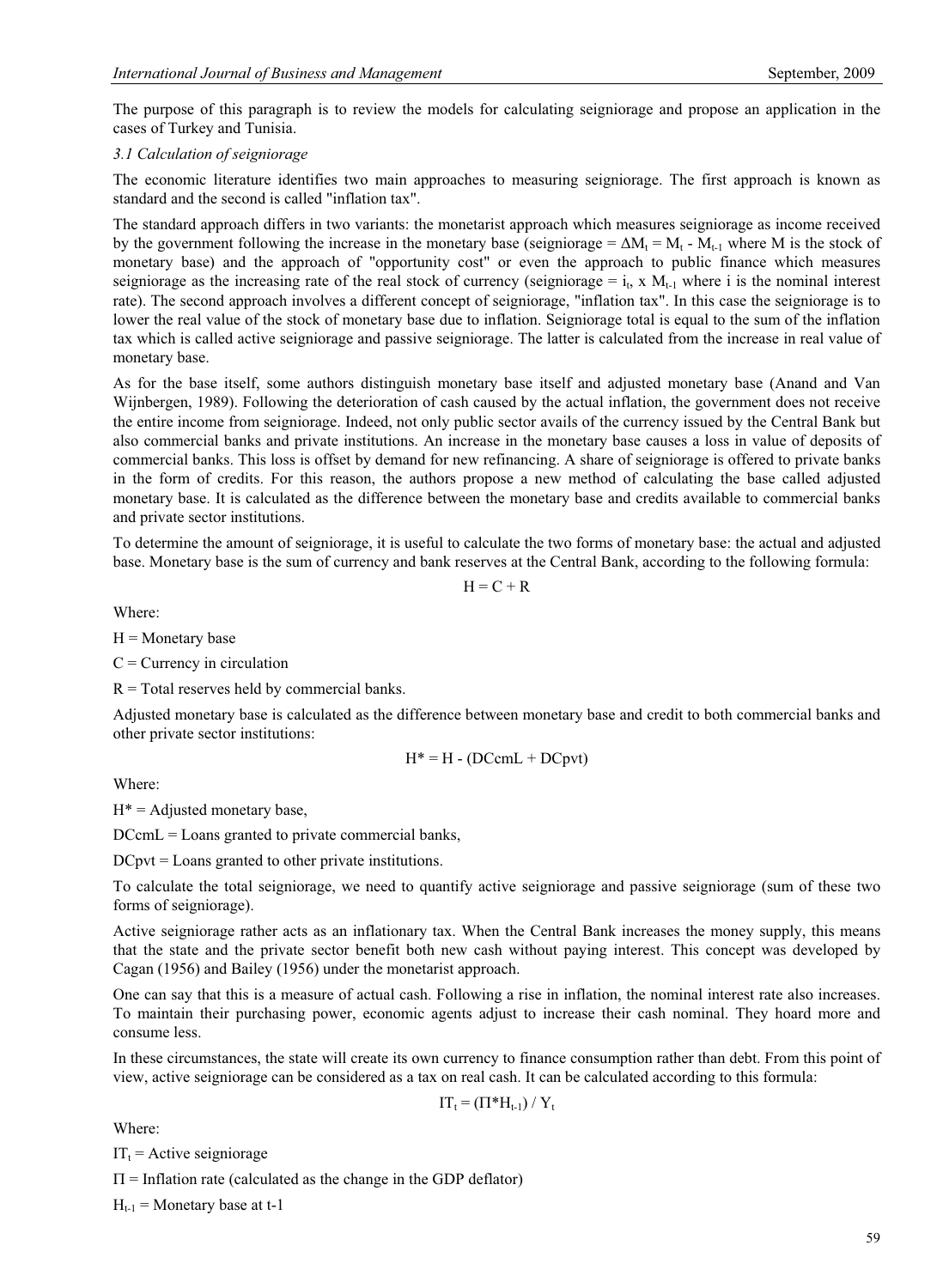The purpose of this paragraph is to review the models for calculating seigniorage and propose an application in the cases of Turkey and Tunisia.

*3.1 Calculation of seigniorage*

The economic literature identifies two main approaches to measuring seigniorage. The first approach is known as standard and the second is called "inflation tax".

The standard approach differs in two variants: the monetarist approach which measures seigniorage as income received by the government following the increase in the monetary base (seigniorage = $\Delta M_t = M_t - M_{t-1}$ where M is the stock of monetary base) and the approach of "opportunity cost" or even the approach to public finance which measures seigniorage as the increasing rate of the real stock of currency (seigniorage = $i_t \times M_{t-1}$ where i is the nominal interest rate). The second approach involves a different concept of seigniorage, "inflation tax". In this case the seigniorage is to lower the real value of the stock of monetary base due to inflation. Seigniorage total is equal to the sum of the inflation tax which is called active seigniorage and passive seigniorage. The latter is calculated from the increase in real value of monetary base.

As for the base itself, some authors distinguish monetary base itself and adjusted monetary base (Anand and Van Wijnbergen, 1989). Following the deterioration of cash caused by the actual inflation, the government does not receive the entire income from seigniorage. Indeed, not only public sector avails of the currency issued by the Central Bank but also commercial banks and private institutions. An increase in the monetary base causes a loss in value of deposits of commercial banks. This loss is offset by demand for new refinancing. A share of seigniorage is offered to private banks in the form of credits. For this reason, the authors propose a new method of calculating the base called adjusted monetary base. It is calculated as the difference between the monetary base and credits available to commercial banks and private sector institutions.

To determine the amount of seigniorage, it is useful to calculate the two forms of monetary base: the actual and adjusted base. Monetary base is the sum of currency and bank reserves at the Central Bank, according to the following formula:

$$H = C + R$$

Where:

H = Monetary base

C = Currency in circulation

R = Total reserves held by commercial banks.

Adjusted monetary base is calculated as the difference between monetary base and credit to both commercial banks and other private sector institutions:

$$H^* = H - (DCcmL + DCpvt)$$

Where:

$H^*$ = Adjusted monetary base,

DCcmL = Loans granted to private commercial banks,

DCpvt = Loans granted to other private institutions.

To calculate the total seigniorage, we need to quantify active seigniorage and passive seigniorage (sum of these two forms of seigniorage).

Active seigniorage rather acts as an inflationary tax. When the Central Bank increases the money supply, this means that the state and the private sector benefit both new cash without paying interest. This concept was developed by Cagan (1956) and Bailey (1956) under the monetarist approach.

One can say that this is a measure of actual cash. Following a rise in inflation, the nominal interest rate also increases. To maintain their purchasing power, economic agents adjust to increase their cash nominal. They hoard more and consume less.

In these circumstances, the state will create its own currency to finance consumption rather than debt. From this point of view, active seigniorage can be considered as a tax on real cash. It can be calculated according to this formula:

$$IT_t = (\Pi * H_{t-1}) / Y_t$$

Where:

$IT_t$ = Active seigniorage

$\Pi$ = Inflation rate (calculated as the change in the GDP deflator)

$H_{t-1}$ = Monetary base at t-1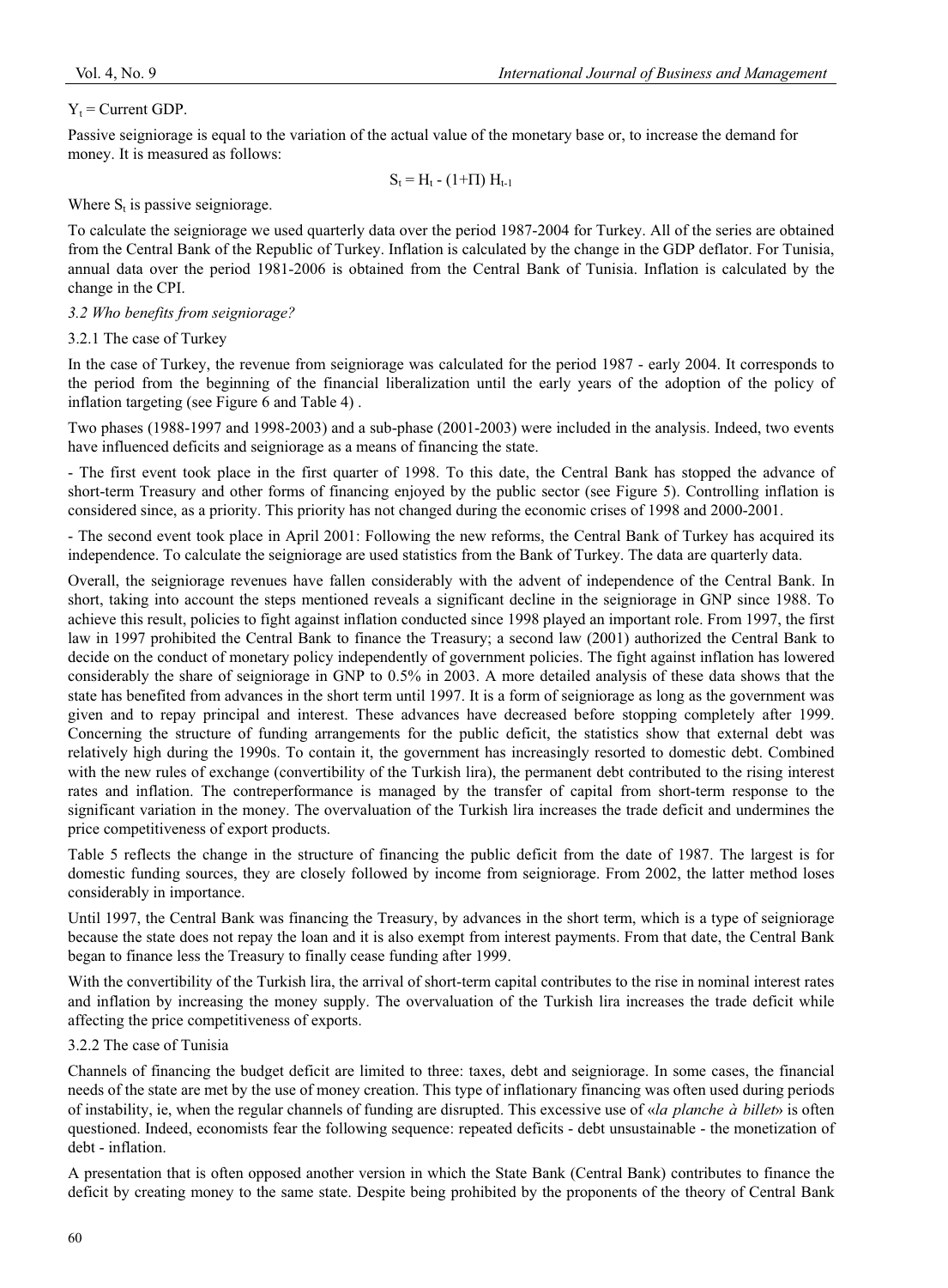$Y_t$ = Current GDP.

Passive seigniorage is equal to the variation of the actual value of the monetary base or, to increase the demand for money. It is measured as follows:

$$S_t = H_t - (1+\Pi)\, H_{t-1}$$

Where $S_t$ is passive seigniorage.

To calculate the seigniorage we used quarterly data over the period 1987-2004 for Turkey. All of the series are obtained from the Central Bank of the Republic of Turkey. Inflation is calculated by the change in the GDP deflator. For Tunisia, annual data over the period 1981-2006 is obtained from the Central Bank of Tunisia. Inflation is calculated by the change in the CPI.

*3.2 Who benefits from seigniorage?*

3.2.1 The case of Turkey

In the case of Turkey, the revenue from seigniorage was calculated for the period 1987 - early 2004. It corresponds to the period from the beginning of the financial liberalization until the early years of the adoption of the policy of inflation targeting (see Figure 6 and Table 4) .

Two phases (1988-1997 and 1998-2003) and a sub-phase (2001-2003) were included in the analysis. Indeed, two events have influenced deficits and seigniorage as a means of financing the state.

- The first event took place in the first quarter of 1998. To this date, the Central Bank has stopped the advance of short-term Treasury and other forms of financing enjoyed by the public sector (see Figure 5). Controlling inflation is considered since, as a priority. This priority has not changed during the economic crises of 1998 and 2000-2001.

- The second event took place in April 2001: Following the new reforms, the Central Bank of Turkey has acquired its independence. To calculate the seigniorage are used statistics from the Bank of Turkey. The data are quarterly data.

Overall, the seigniorage revenues have fallen considerably with the advent of independence of the Central Bank. In short, taking into account the steps mentioned reveals a significant decline in the seigniorage in GNP since 1988. To achieve this result, policies to fight against inflation conducted since 1998 played an important role. From 1997, the first law in 1997 prohibited the Central Bank to finance the Treasury; a second law (2001) authorized the Central Bank to decide on the conduct of monetary policy independently of government policies. The fight against inflation has lowered considerably the share of seigniorage in GNP to 0.5% in 2003. A more detailed analysis of these data shows that the state has benefited from advances in the short term until 1997. It is a form of seigniorage as long as the government was given and to repay principal and interest. These advances have decreased before stopping completely after 1999. Concerning the structure of funding arrangements for the public deficit, the statistics show that external debt was relatively high during the 1990s. To contain it, the government has increasingly resorted to domestic debt. Combined with the new rules of exchange (convertibility of the Turkish lira), the permanent debt contributed to the rising interest rates and inflation. The contreperformance is managed by the transfer of capital from short-term response to the significant variation in the money. The overvaluation of the Turkish lira increases the trade deficit and undermines the price competitiveness of export products.

Table 5 reflects the change in the structure of financing the public deficit from the date of 1987. The largest is for domestic funding sources, they are closely followed by income from seigniorage. From 2002, the latter method loses considerably in importance.

Until 1997, the Central Bank was financing the Treasury, by advances in the short term, which is a type of seigniorage because the state does not repay the loan and it is also exempt from interest payments. From that date, the Central Bank began to finance less the Treasury to finally cease funding after 1999.

With the convertibility of the Turkish lira, the arrival of short-term capital contributes to the rise in nominal interest rates and inflation by increasing the money supply. The overvaluation of the Turkish lira increases the trade deficit while affecting the price competitiveness of exports.

3.2.2 The case of Tunisia

Channels of financing the budget deficit are limited to three: taxes, debt and seigniorage. In some cases, the financial needs of the state are met by the use of money creation. This type of inflationary financing was often used during periods of instability, ie, when the regular channels of funding are disrupted. This excessive use of «*la planche à billet*» is often questioned. Indeed, economists fear the following sequence: repeated deficits - debt unsustainable - the monetization of debt - inflation.

A presentation that is often opposed another version in which the State Bank (Central Bank) contributes to finance the deficit by creating money to the same state. Despite being prohibited by the proponents of the theory of Central Bank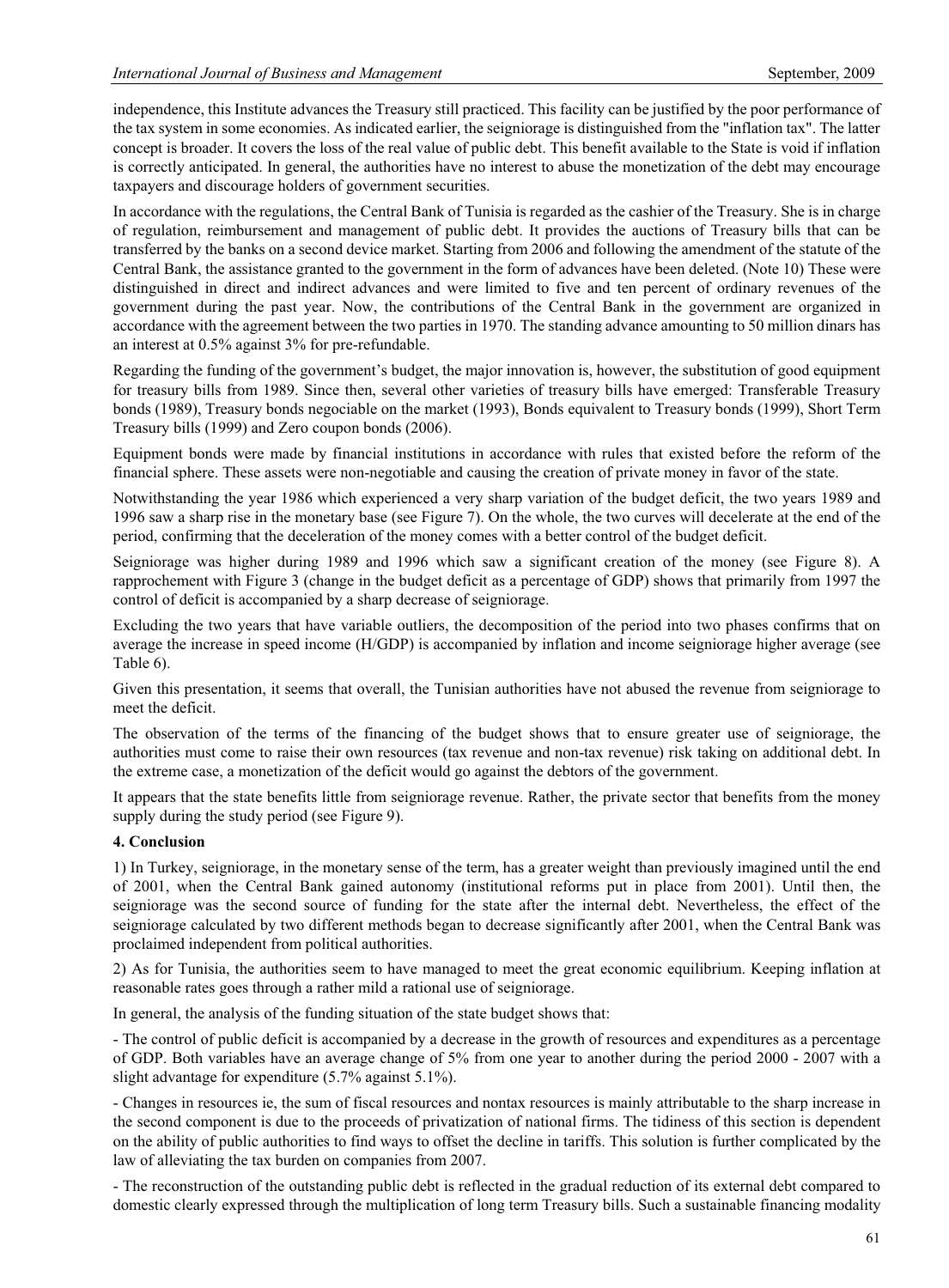independence, this Institute advances the Treasury still practiced. This facility can be justified by the poor performance of the tax system in some economies. As indicated earlier, the seigniorage is distinguished from the "inflation tax". The latter concept is broader. It covers the loss of the real value of public debt. This benefit available to the State is void if inflation is correctly anticipated. In general, the authorities have no interest to abuse the monetization of the debt may encourage taxpayers and discourage holders of government securities.

In accordance with the regulations, the Central Bank of Tunisia is regarded as the cashier of the Treasury. She is in charge of regulation, reimbursement and management of public debt. It provides the auctions of Treasury bills that can be transferred by the banks on a second device market. Starting from 2006 and following the amendment of the statute of the Central Bank, the assistance granted to the government in the form of advances have been deleted. (Note 10) These were distinguished in direct and indirect advances and were limited to five and ten percent of ordinary revenues of the government during the past year. Now, the contributions of the Central Bank in the government are organized in accordance with the agreement between the two parties in 1970. The standing advance amounting to 50 million dinars has an interest at 0.5% against 3% for pre-refundable.

Regarding the funding of the government's budget, the major innovation is, however, the substitution of good equipment for treasury bills from 1989. Since then, several other varieties of treasury bills have emerged: Transferable Treasury bonds (1989), Treasury bonds negociable on the market (1993), Bonds equivalent to Treasury bonds (1999), Short Term Treasury bills (1999) and Zero coupon bonds (2006).

Equipment bonds were made by financial institutions in accordance with rules that existed before the reform of the financial sphere. These assets were non-negotiable and causing the creation of private money in favor of the state.

Notwithstanding the year 1986 which experienced a very sharp variation of the budget deficit, the two years 1989 and 1996 saw a sharp rise in the monetary base (see Figure 7). On the whole, the two curves will decelerate at the end of the period, confirming that the deceleration of the money comes with a better control of the budget deficit.

Seigniorage was higher during 1989 and 1996 which saw a significant creation of the money (see Figure 8). A rapprochement with Figure 3 (change in the budget deficit as a percentage of GDP) shows that primarily from 1997 the control of deficit is accompanied by a sharp decrease of seigniorage.

Excluding the two years that have variable outliers, the decomposition of the period into two phases confirms that on average the increase in speed income (H/GDP) is accompanied by inflation and income seigniorage higher average (see Table 6).

Given this presentation, it seems that overall, the Tunisian authorities have not abused the revenue from seigniorage to meet the deficit.

The observation of the terms of the financing of the budget shows that to ensure greater use of seigniorage, the authorities must come to raise their own resources (tax revenue and non-tax revenue) risk taking on additional debt. In the extreme case, a monetization of the deficit would go against the debtors of the government.

It appears that the state benefits little from seigniorage revenue. Rather, the private sector that benefits from the money supply during the study period (see Figure 9).

## 4. Conclusion

1) In Turkey, seigniorage, in the monetary sense of the term, has a greater weight than previously imagined until the end of 2001, when the Central Bank gained autonomy (institutional reforms put in place from 2001). Until then, the seigniorage was the second source of funding for the state after the internal debt. Nevertheless, the effect of the seigniorage calculated by two different methods began to decrease significantly after 2001, when the Central Bank was proclaimed independent from political authorities.

2) As for Tunisia, the authorities seem to have managed to meet the great economic equilibrium. Keeping inflation at reasonable rates goes through a rather mild a rational use of seigniorage.

In general, the analysis of the funding situation of the state budget shows that:

- The control of public deficit is accompanied by a decrease in the growth of resources and expenditures as a percentage of GDP. Both variables have an average change of 5% from one year to another during the period 2000 - 2007 with a slight advantage for expenditure (5.7% against 5.1%).

- Changes in resources ie, the sum of fiscal resources and nontax resources is mainly attributable to the sharp increase in the second component is due to the proceeds of privatization of national firms. The tidiness of this section is dependent on the ability of public authorities to find ways to offset the decline in tariffs. This solution is further complicated by the law of alleviating the tax burden on companies from 2007.

- The reconstruction of the outstanding public debt is reflected in the gradual reduction of its external debt compared to domestic clearly expressed through the multiplication of long term Treasury bills. Such a sustainable financing modality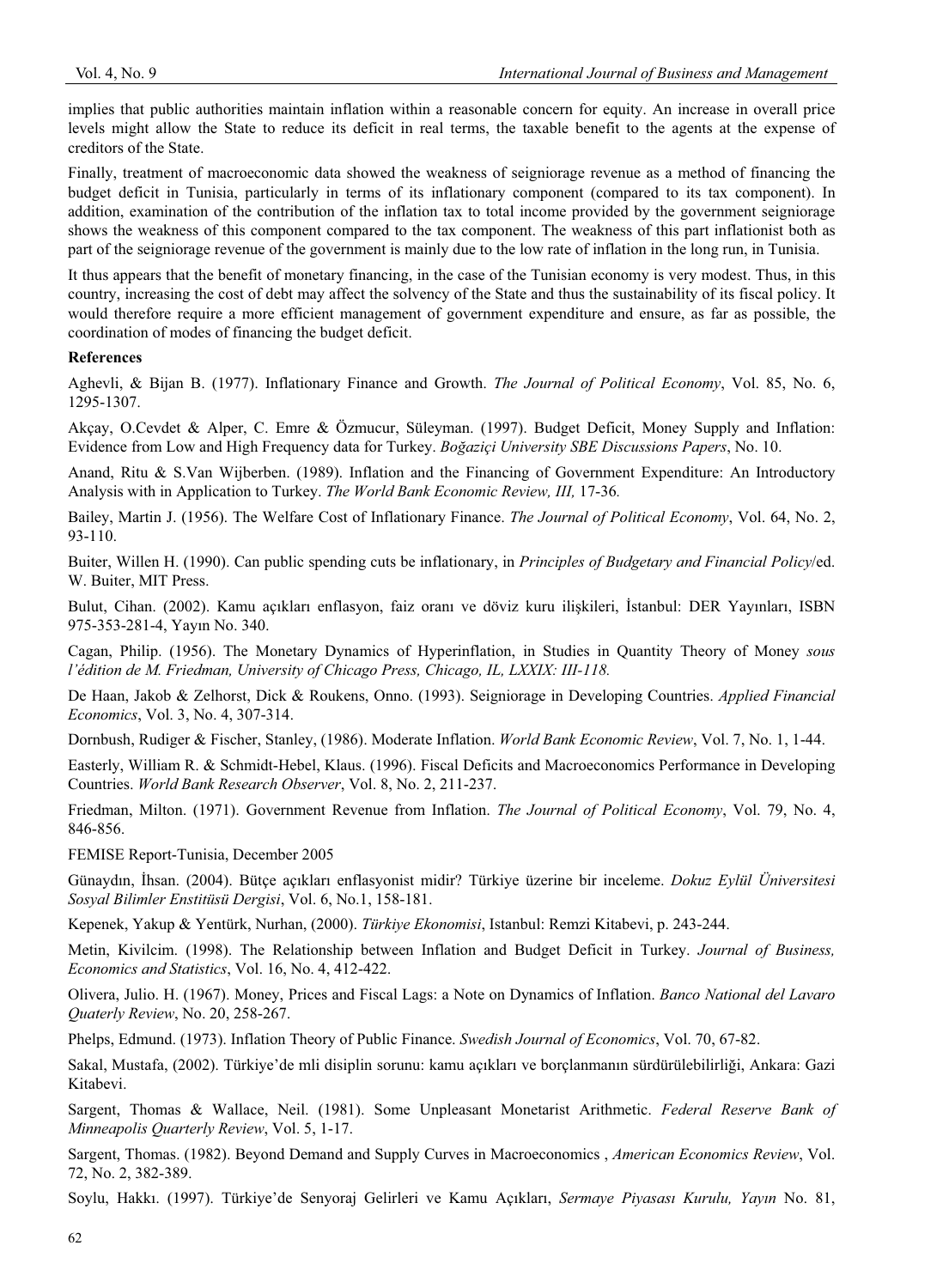implies that public authorities maintain inflation within a reasonable concern for equity. An increase in overall price levels might allow the State to reduce its deficit in real terms, the taxable benefit to the agents at the expense of creditors of the State.

Finally, treatment of macroeconomic data showed the weakness of seigniorage revenue as a method of financing the budget deficit in Tunisia, particularly in terms of its inflationary component (compared to its tax component). In addition, examination of the contribution of the inflation tax to total income provided by the government seigniorage shows the weakness of this component compared to the tax component. The weakness of this part inflationist both as part of the seigniorage revenue of the government is mainly due to the low rate of inflation in the long run, in Tunisia.

It thus appears that the benefit of monetary financing, in the case of the Tunisian economy is very modest. Thus, in this country, increasing the cost of debt may affect the solvency of the State and thus the sustainability of its fiscal policy. It would therefore require a more efficient management of government expenditure and ensure, as far as possible, the coordination of modes of financing the budget deficit.

**References**

Aghevli, & Bijan B. (1977). Inflationary Finance and Growth. *The Journal of Political Economy*, Vol. 85, No. 6, 1295-1307.

Akçay, O.Cevdet & Alper, C. Emre & Özmucur, Süleyman. (1997). Budget Deficit, Money Supply and Inflation: Evidence from Low and High Frequency data for Turkey. *Boğaziçi University SBE Discussions Papers*, No. 10.

Anand, Ritu & S.Van Wijberben. (1989). Inflation and the Financing of Government Expenditure: An Introductory Analysis with in Application to Turkey. *The World Bank Economic Review, III,* 17-36*.*

Bailey, Martin J. (1956). The Welfare Cost of Inflationary Finance. *The Journal of Political Economy*, Vol. 64, No. 2, 93-110.

Buiter, Willen H. (1990). Can public spending cuts be inflationary, in *Principles of Budgetary and Financial Policy*/ed. W. Buiter, MIT Press.

Bulut, Cihan. (2002). Kamu açıkları enflasyon, faiz oranı ve döviz kuru ilişkileri, İstanbul: DER Yayınları, ISBN 975-353-281-4, Yayın No. 340.

Cagan, Philip. (1956). The Monetary Dynamics of Hyperinflation, in Studies in Quantity Theory of Money *sous l'édition de M. Friedman, University of Chicago Press, Chicago, IL, LXXIX: III-118.*

De Haan, Jakob & Zelhorst, Dick & Roukens, Onno. (1993). Seigniorage in Developing Countries. *Applied Financial Economics*, Vol. 3, No. 4, 307-314.

Dornbush, Rudiger & Fischer, Stanley, (1986). Moderate Inflation. *World Bank Economic Review*, Vol. 7, No. 1, 1-44.

Easterly, William R. & Schmidt-Hebel, Klaus. (1996). Fiscal Deficits and Macroeconomics Performance in Developing Countries. *World Bank Research Observer*, Vol. 8, No. 2, 211-237.

Friedman, Milton. (1971). Government Revenue from Inflation. *The Journal of Political Economy*, Vol. 79, No. 4, 846-856.

FEMISE Report-Tunisia, December 2005

Günaydın, İhsan. (2004). Bütçe açıkları enflasyonist midir? Türkiye üzerine bir inceleme. *Dokuz Eylül Üniversitesi Sosyal Bilimler Enstitüsü Dergisi*, Vol. 6, No.1, 158-181.

Kepenek, Yakup & Yentürk, Nurhan, (2000). *Türkiye Ekonomisi*, Istanbul: Remzi Kitabevi, p. 243-244.

Metin, Kivilcim. (1998). The Relationship between Inflation and Budget Deficit in Turkey. *Journal of Business, Economics and Statistics*, Vol. 16, No. 4, 412-422.

Olivera, Julio. H. (1967). Money, Prices and Fiscal Lags: a Note on Dynamics of Inflation. *Banco National del Lavaro Quaterly Review*, No. 20, 258-267.

Phelps, Edmund. (1973). Inflation Theory of Public Finance. *Swedish Journal of Economics*, Vol. 70, 67-82.

Sakal, Mustafa, (2002). Türkiye'de mli disiplin sorunu: kamu açıkları ve borçlanmanın sürdürülebilirliği, Ankara: Gazi Kitabevi.

Sargent, Thomas & Wallace, Neil. (1981). Some Unpleasant Monetarist Arithmetic. *Federal Reserve Bank of Minneapolis Quarterly Review*, Vol. 5, 1-17.

Sargent, Thomas. (1982). Beyond Demand and Supply Curves in Macroeconomics , *American Economics Review*, Vol. 72, No. 2, 382-389.

Soylu, Hakkı. (1997). Türkiye'de Senyoraj Gelirleri ve Kamu Açıkları, *Sermaye Piyasası Kurulu, Yayın* No. 81,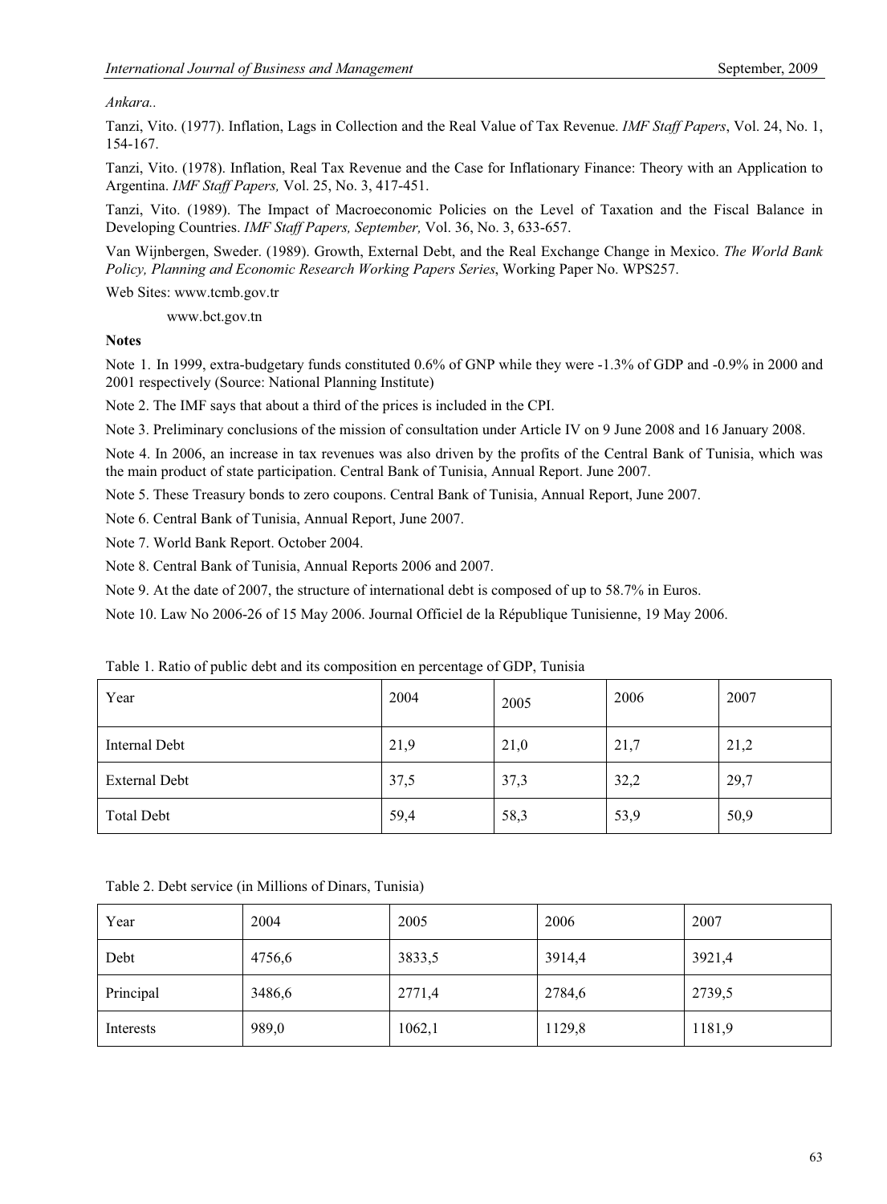*Ankara..*

Tanzi, Vito. (1977). Inflation, Lags in Collection and the Real Value of Tax Revenue. *IMF Staff Papers*, Vol. 24, No. 1, 154-167.

Tanzi, Vito. (1978). Inflation, Real Tax Revenue and the Case for Inflationary Finance: Theory with an Application to Argentina. *IMF Staff Papers,* Vol. 25, No. 3, 417-451.

Tanzi, Vito. (1989). The Impact of Macroeconomic Policies on the Level of Taxation and the Fiscal Balance in Developing Countries. *IMF Staff Papers, September,* Vol. 36, No. 3, 633-657.

Van Wijnbergen, Sweder. (1989). Growth, External Debt, and the Real Exchange Change in Mexico. *The World Bank Policy, Planning and Economic Research Working Papers Series*, Working Paper No. WPS257.

Web Sites: www.tcmb.gov.tr

www.bct.gov.tn

**Notes**

Note 1. In 1999, extra-budgetary funds constituted 0.6% of GNP while they were -1.3% of GDP and -0.9% in 2000 and 2001 respectively (Source: National Planning Institute)

Note 2. The IMF says that about a third of the prices is included in the CPI.

Note 3. Preliminary conclusions of the mission of consultation under Article IV on 9 June 2008 and 16 January 2008.

Note 4. In 2006, an increase in tax revenues was also driven by the profits of the Central Bank of Tunisia, which was the main product of state participation. Central Bank of Tunisia, Annual Report. June 2007.

Note 5. These Treasury bonds to zero coupons. Central Bank of Tunisia, Annual Report, June 2007.

Note 6. Central Bank of Tunisia, Annual Report, June 2007.

Note 7. World Bank Report. October 2004.

Note 8. Central Bank of Tunisia, Annual Reports 2006 and 2007.

Note 9. At the date of 2007, the structure of international debt is composed of up to 58.7% in Euros.

Note 10. Law No 2006-26 of 15 May 2006. Journal Officiel de la République Tunisienne, 19 May 2006.

Table 1. Ratio of public debt and its composition en percentage of GDP, Tunisia

| Year | 2004 | 2005 | 2006 | 2007 |
|---|---|---|---|---|
| Internal Debt | 21,9 | 21,0 | 21,7 | 21,2 |
| External Debt | 37,5 | 37,3 | 32,2 | 29,7 |
| Total Debt | 59,4 | 58,3 | 53,9 | 50,9 |

Table 2. Debt service (in Millions of Dinars, Tunisia)

| Year | 2004 | 2005 | 2006 | 2007 |
|---|---|---|---|---|
| Debt | 4756,6 | 3833,5 | 3914,4 | 3921,4 |
| Principal | 3486,6 | 2771,4 | 2784,6 | 2739,5 |
| Interests | 989,0 | 1062,1 | 1129,8 | 1181,9 |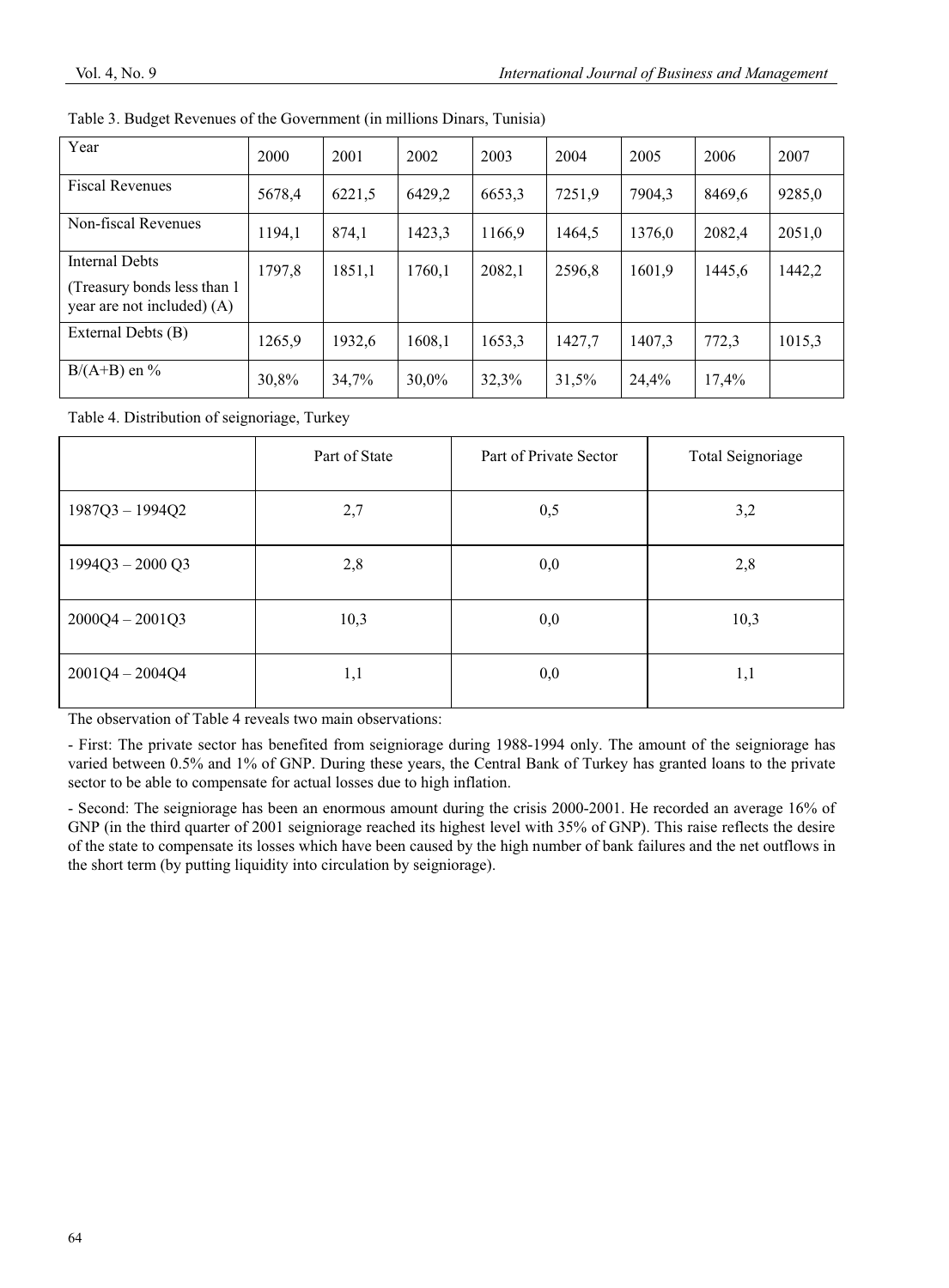Table 3. Budget Revenues of the Government (in millions Dinars, Tunisia)

| Year | 2000 | 2001 | 2002 | 2003 | 2004 | 2005 | 2006 | 2007 |
|---|---|---|---|---|---|---|---|---|
| Fiscal Revenues | 5678,4 | 6221,5 | 6429,2 | 6653,3 | 7251,9 | 7904,3 | 8469,6 | 9285,0 |
| Non-fiscal Revenues | 1194,1 | 874,1 | 1423,3 | 1166,9 | 1464,5 | 1376,0 | 2082,4 | 2051,0 |
| Internal Debts (Treasury bonds less than 1 year are not included) (A) | 1797,8 | 1851,1 | 1760,1 | 2082,1 | 2596,8 | 1601,9 | 1445,6 | 1442,2 |
| External Debts (B) | 1265,9 | 1932,6 | 1608,1 | 1653,3 | 1427,7 | 1407,3 | 772,3 | 1015,3 |
| B/(A+B) en % | 30,8% | 34,7% | 30,0% | 32,3% | 31,5% | 24,4% | 17,4% | |

Table 4. Distribution of seignoriage, Turkey

| | Part of State | Part of Private Sector | Total Seignoriage |
|---|---|---|---|
| 1987Q3 – 1994Q2 | 2,7 | 0,5 | 3,2 |
| 1994Q3 – 2000 Q3 | 2,8 | 0,0 | 2,8 |
| 2000Q4 – 2001Q3 | 10,3 | 0,0 | 10,3 |
| 2001Q4 – 2004Q4 | 1,1 | 0,0 | 1,1 |

The observation of Table 4 reveals two main observations:

- First: The private sector has benefited from seigniorage during 1988-1994 only. The amount of the seigniorage has varied between 0.5% and 1% of GNP. During these years, the Central Bank of Turkey has granted loans to the private sector to be able to compensate for actual losses due to high inflation.

- Second: The seigniorage has been an enormous amount during the crisis 2000-2001. He recorded an average 16% of GNP (in the third quarter of 2001 seigniorage reached its highest level with 35% of GNP). This raise reflects the desire of the state to compensate its losses which have been caused by the high number of bank failures and the net outflows in the short term (by putting liquidity into circulation by seigniorage).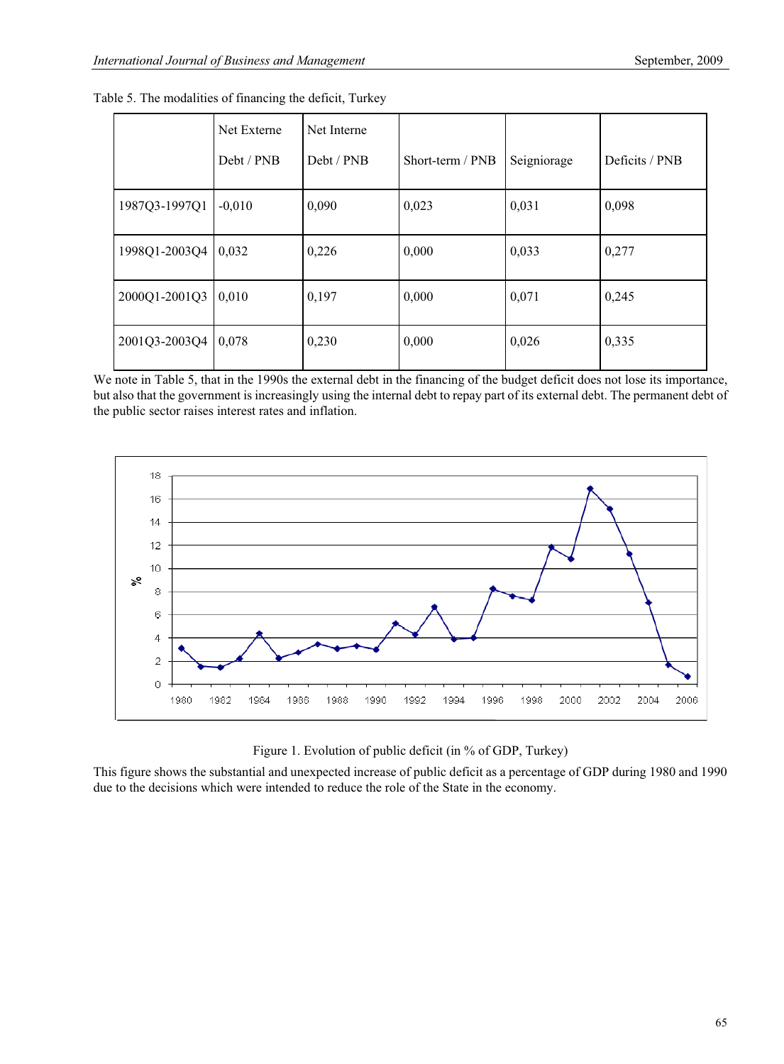Table 5. The modalities of financing the deficit, Turkey

| | Net Externe Debt / PNB | Net Interne Debt / PNB | Short-term / PNB | Seigniorage | Deficits / PNB |
|---|---|---|---|---|---|
| 1987Q3-1997Q1 | -0,010 | 0,090 | 0,023 | 0,031 | 0,098 |
| 1998Q1-2003Q4 | 0,032 | 0,226 | 0,000 | 0,033 | 0,277 |
| 2000Q1-2001Q3 | 0,010 | 0,197 | 0,000 | 0,071 | 0,245 |
| 2001Q3-2003Q4 | 0,078 | 0,230 | 0,000 | 0,026 | 0,335 |

We note in Table 5, that in the 1990s the external debt in the financing of the budget deficit does not lose its importance, but also that the government is increasingly using the internal debt to repay part of its external debt. The permanent debt of the public sector raises interest rates and inflation.

Figure 1. Evolution of public deficit (in % of GDP, Turkey)

This figure shows the substantial and unexpected increase of public deficit as a percentage of GDP during 1980 and 1990 due to the decisions which were intended to reduce the role of the State in the economy.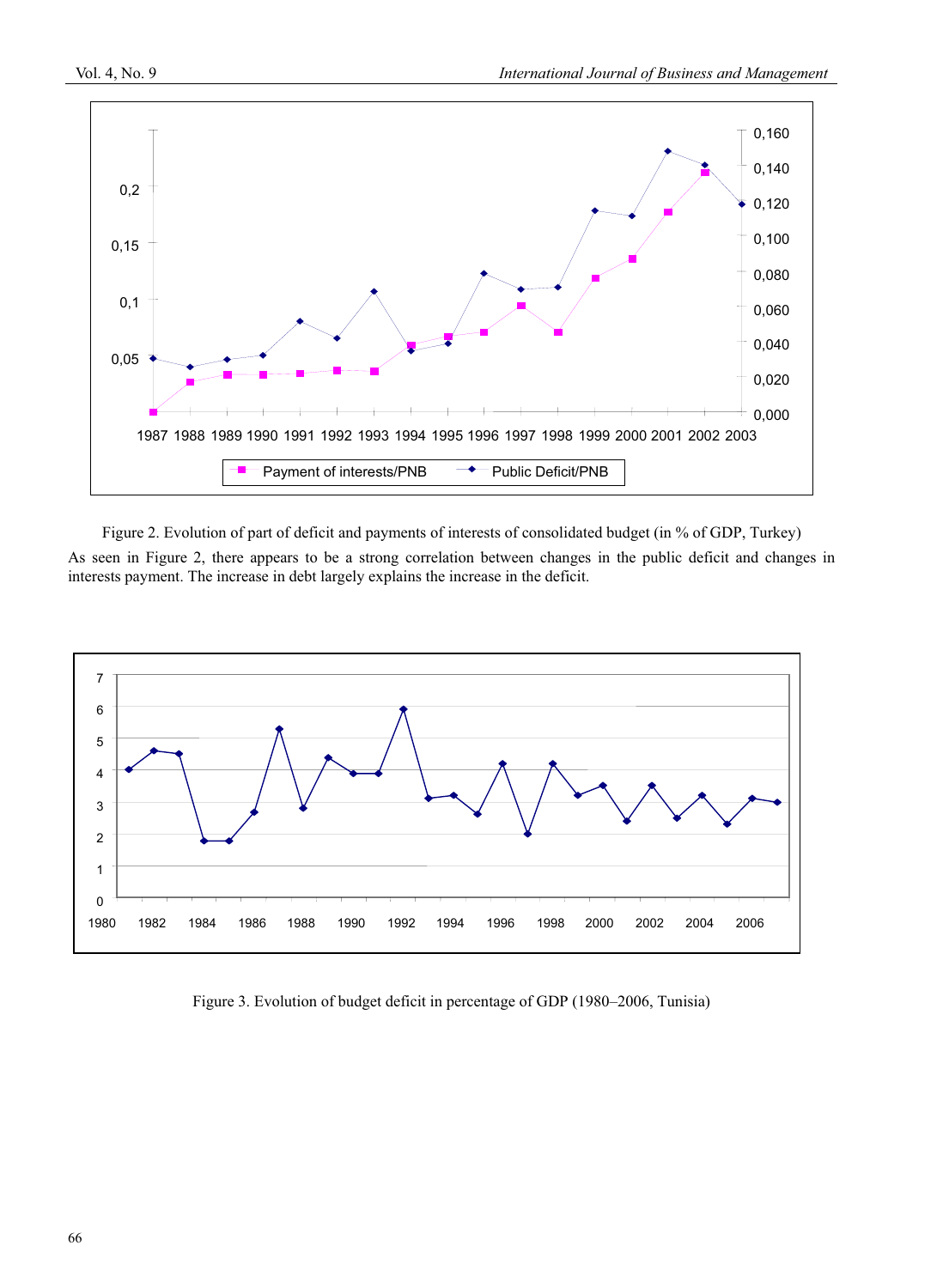Figure 2. Evolution of part of deficit and payments of interests of consolidated budget (in % of GDP, Turkey)

As seen in Figure 2, there appears to be a strong correlation between changes in the public deficit and changes in interests payment. The increase in debt largely explains the increase in the deficit.

Figure 3. Evolution of budget deficit in percentage of GDP (1980–2006, Tunisia)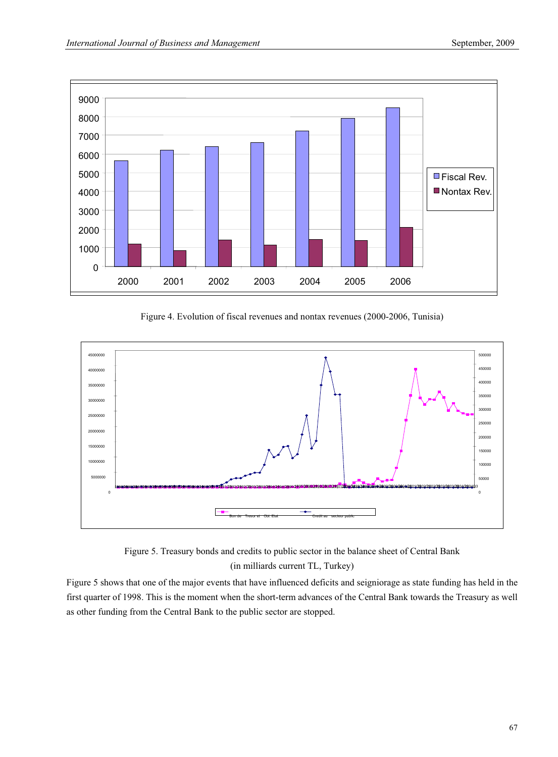Figure 4. Evolution of fiscal revenues and nontax revenues (2000-2006, Tunisia)

Figure 5. Treasury bonds and credits to public sector in the balance sheet of Central Bank

(in milliards current TL, Turkey)

Figure 5 shows that one of the major events that have influenced deficits and seigniorage as state funding has held in the first quarter of 1998. This is the moment when the short-term advances of the Central Bank towards the Treasury as well as other funding from the Central Bank to the public sector are stopped.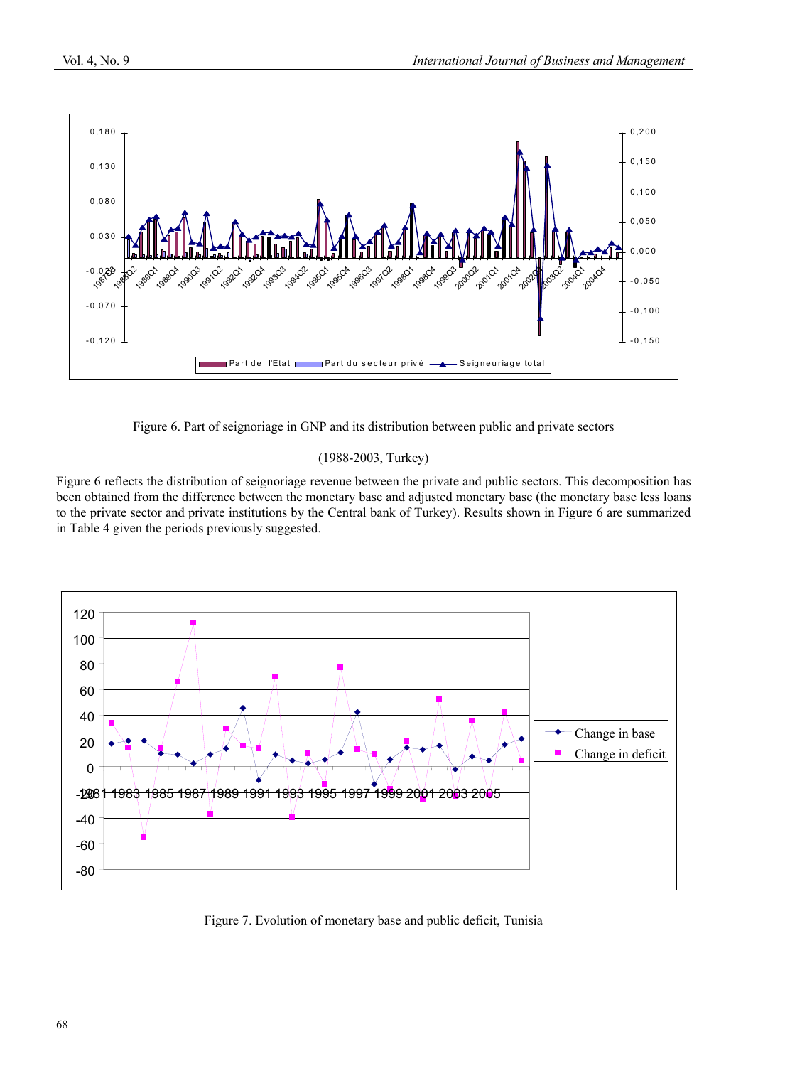Figure 6. Part of seignoriage in GNP and its distribution between public and private sectors

(1988-2003, Turkey)

Figure 6 reflects the distribution of seignoriage revenue between the private and public sectors. This decomposition has been obtained from the difference between the monetary base and adjusted monetary base (the monetary base less loans to the private sector and private institutions by the Central bank of Turkey). Results shown in Figure 6 are summarized in Table 4 given the periods previously suggested.

Figure 7. Evolution of monetary base and public deficit, Tunisia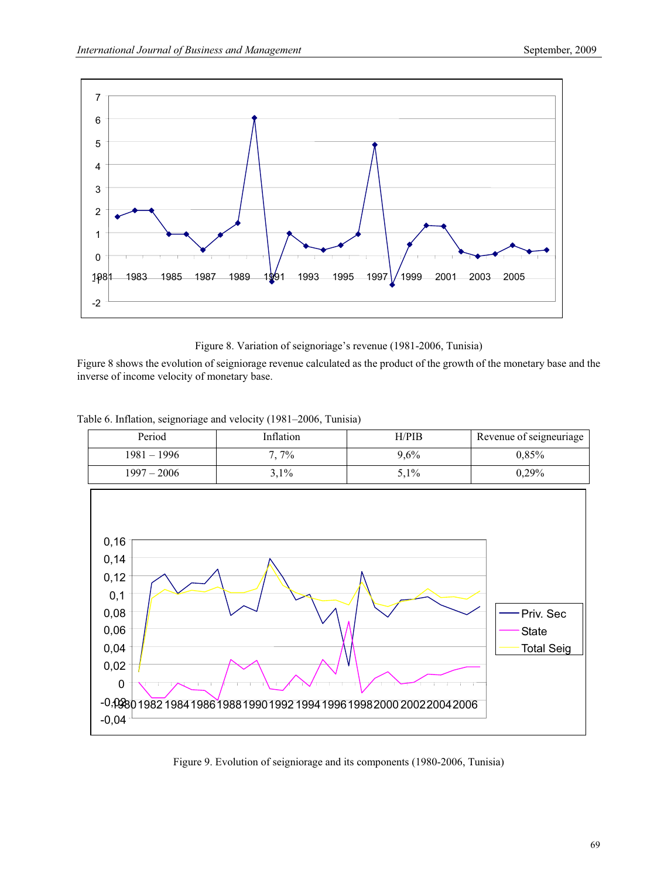Figure 8. Variation of seignoriage's revenue (1981-2006, Tunisia)

Figure 8 shows the evolution of seigniorage revenue calculated as the product of the growth of the monetary base and the inverse of income velocity of monetary base.

Table 6. Inflation, seignoriage and velocity (1981–2006, Tunisia)

| Period | Inflation | H/PIB | Revenue of seigneuriage |
|---|---|---|---|
| 1981 – 1996 | 7, 7% | 9,6% | 0,85% |
| 1997 – 2006 | 3,1% | 5,1% | 0,29% |

Figure 9. Evolution of seigniorage and its components (1980-2006, Tunisia)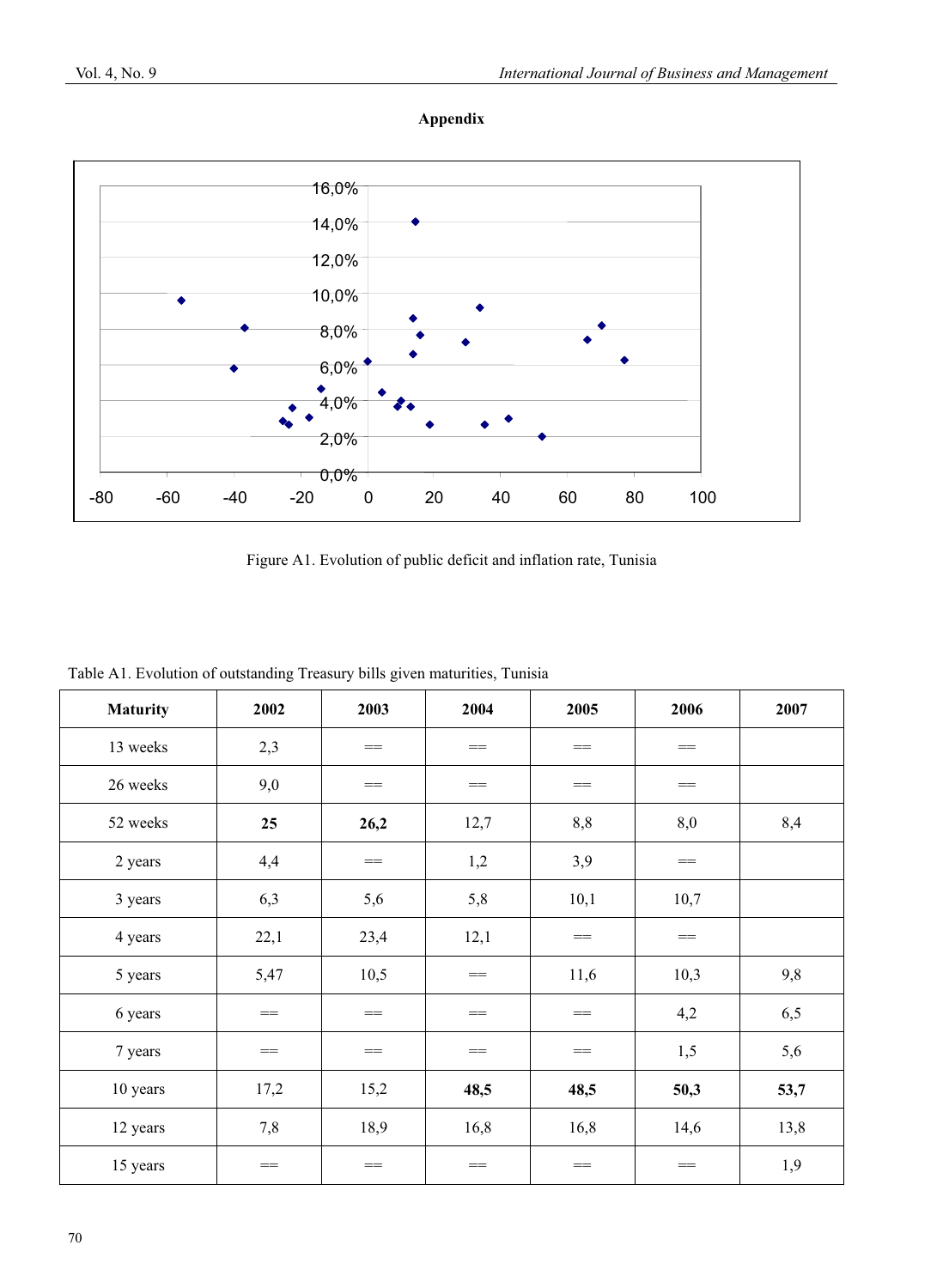## Appendix

Figure A1. Evolution of public deficit and inflation rate, Tunisia

Table A1. Evolution of outstanding Treasury bills given maturities, Tunisia

| Maturity | 2002 | 2003 | 2004 | 2005 | 2006 | 2007 |
|---|---|---|---|---|---|---|
| 13 weeks | 2,3 | == | == | == | == | |
| 26 weeks | 9,0 | == | == | == | == | |
| 52 weeks | **25** | **26,2** | 12,7 | 8,8 | 8,0 | 8,4 |
| 2 years | 4,4 | == | 1,2 | 3,9 | == | |
| 3 years | 6,3 | 5,6 | 5,8 | 10,1 | 10,7 | |
| 4 years | 22,1 | 23,4 | 12,1 | == | == | |
| 5 years | 5,47 | 10,5 | == | 11,6 | 10,3 | 9,8 |
| 6 years | == | == | == | == | 4,2 | 6,5 |
| 7 years | == | == | == | == | 1,5 | 5,6 |
| 10 years | 17,2 | 15,2 | **48,5** | **48,5** | **50,3** | **53,7** |
| 12 years | 7,8 | 18,9 | 16,8 | 16,8 | 14,6 | 13,8 |
| 15 years | == | == | == | == | == | 1,9 |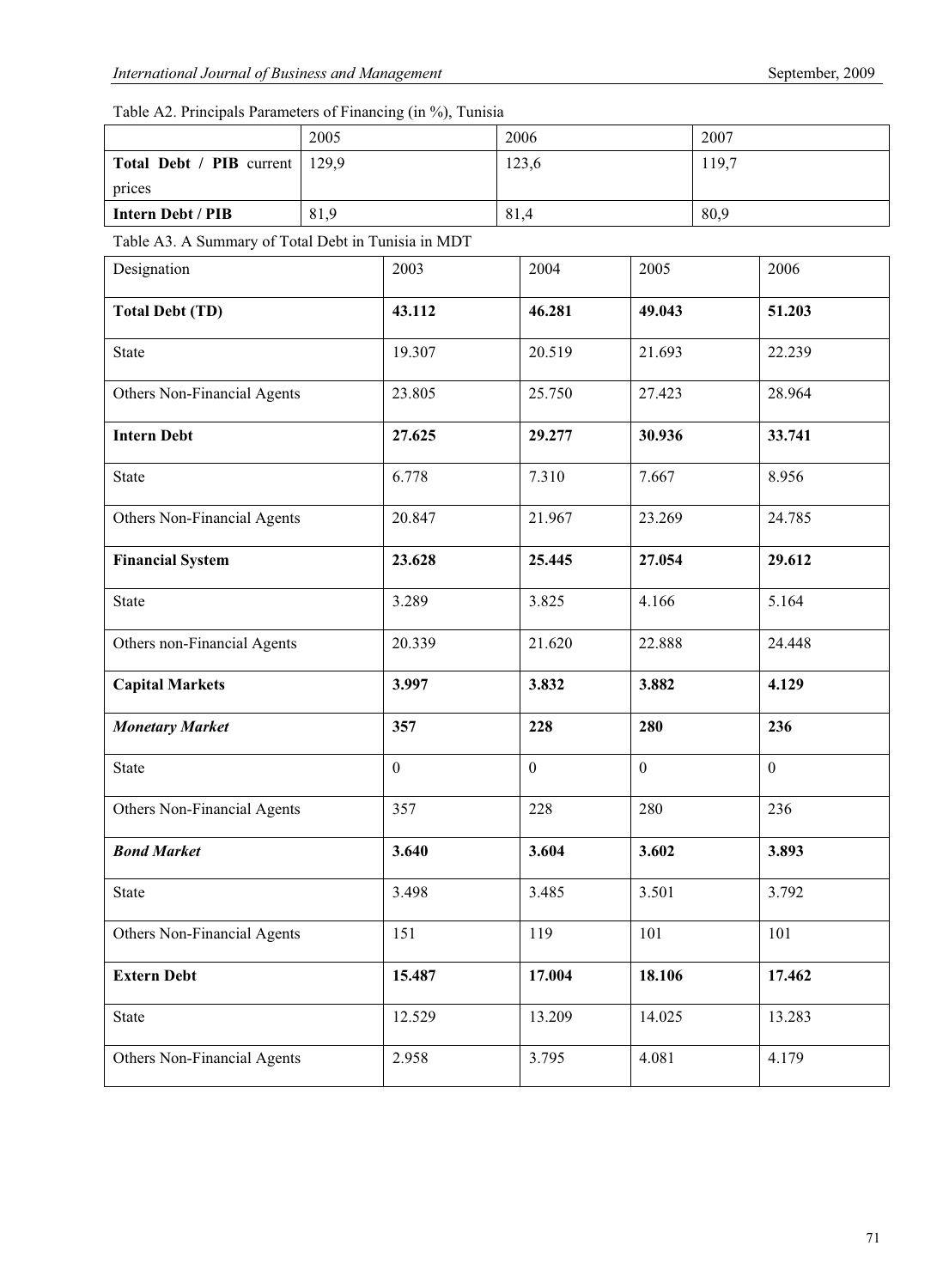Table A2. Principals Parameters of Financing (in %), Tunisia

| | 2005 | 2006 | 2007 |
|---|---|---|---|
| **Total Debt / PIB** current prices | 129,9 | 123,6 | 119,7 |
| **Intern Debt / PIB** | 81,9 | 81,4 | 80,9 |

Table A3. A Summary of Total Debt in Tunisia in MDT

| Designation | 2003 | 2004 | 2005 | 2006 |
|---|---|---|---|---|
| **Total Debt (TD)** | **43.112** | **46.281** | **49.043** | **51.203** |
| State | 19.307 | 20.519 | 21.693 | 22.239 |
| Others Non-Financial Agents | 23.805 | 25.750 | 27.423 | 28.964 |
| **Intern Debt** | **27.625** | **29.277** | **30.936** | **33.741** |
| State | 6.778 | 7.310 | 7.667 | 8.956 |
| Others Non-Financial Agents | 20.847 | 21.967 | 23.269 | 24.785 |
| **Financial System** | **23.628** | **25.445** | **27.054** | **29.612** |
| State | 3.289 | 3.825 | 4.166 | 5.164 |
| Others non-Financial Agents | 20.339 | 21.620 | 22.888 | 24.448 |
| **Capital Markets** | **3.997** | **3.832** | **3.882** | **4.129** |
| ***Monetary Market*** | **357** | **228** | **280** | **236** |
| State | 0 | 0 | 0 | 0 |
| Others Non-Financial Agents | 357 | 228 | 280 | 236 |
| ***Bond Market*** | **3.640** | **3.604** | **3.602** | **3.893** |
| State | 3.498 | 3.485 | 3.501 | 3.792 |
| Others Non-Financial Agents | 151 | 119 | 101 | 101 |
| **Extern Debt** | **15.487** | **17.004** | **18.106** | **17.462** |
| State | 12.529 | 13.209 | 14.025 | 13.283 |
| Others Non-Financial Agents | 2.958 | 3.795 | 4.081 | 4.179 |